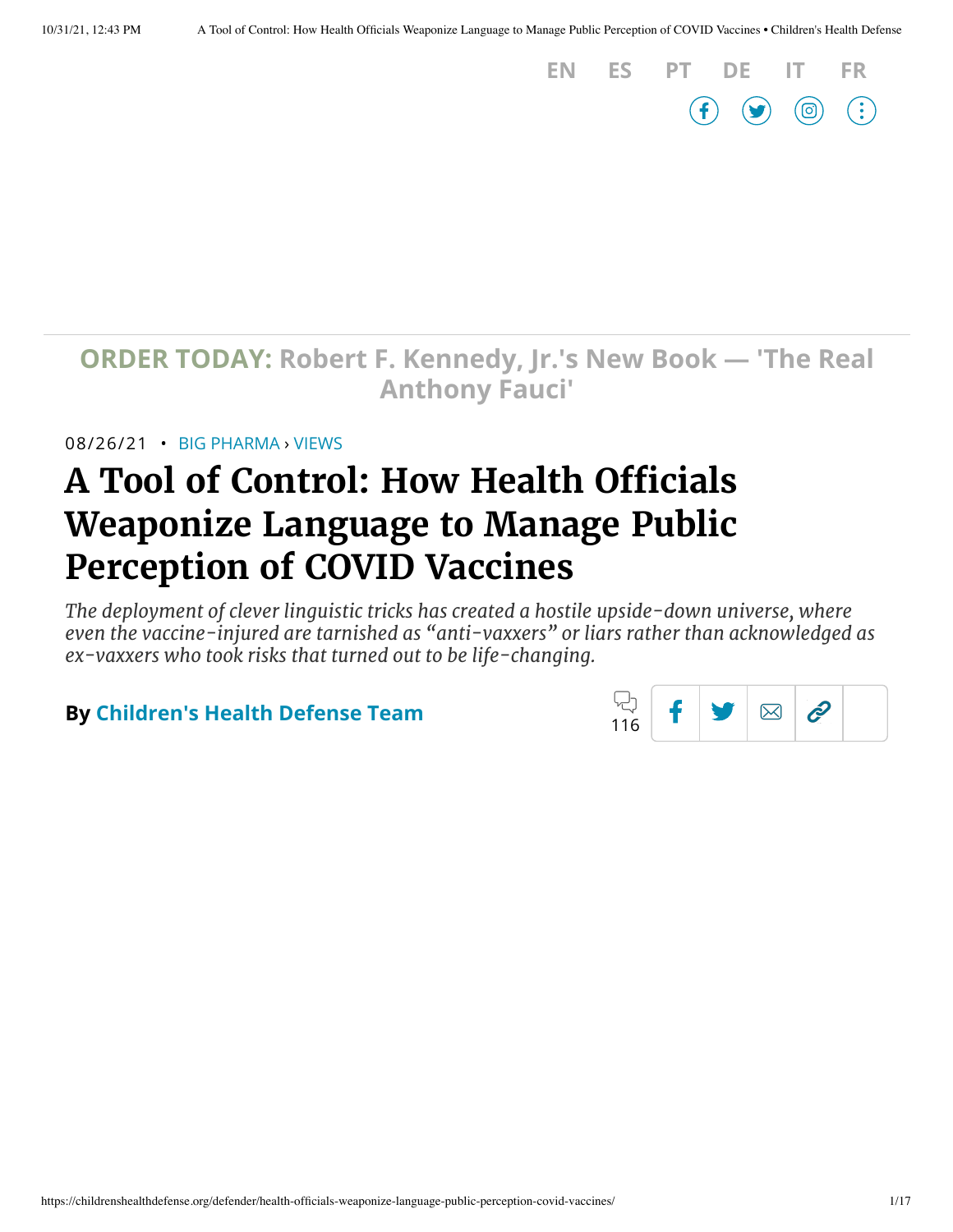EN ES PT DE IT FR

**ORDER TODAY:** Robert F. Kennedy, Jr.'s New Book — 'The Real Anthony Fauci'

08/26/21 • BIG PHARMA › VIEWS

# A Tool of Control: How Health Officials Weaponize Language to Manage Public Perception of COVID Vaccines

*The deployment of clever linguistic tricks has created a hostile upside-down universe, where even the vaccine-injured are tarnished as "anti-vaxxers" or liars rather than acknowledged as ex-vaxxers who took risks that turned out to be life-changing.*

**By Children's Health Defense Team**

116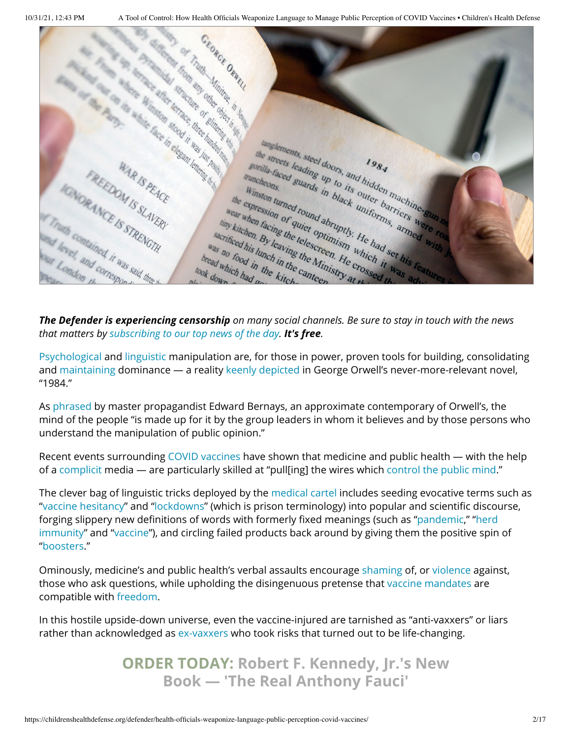***The Defender is experiencing censorship*** *on many social channels. Be sure to stay in touch with the news that matters by subscribing to our top news of the day.* ***It's free****.*

Psychological and linguistic manipulation are, for those in power, proven tools for building, consolidating and maintaining dominance — a reality keenly depicted in George Orwell's never-more-relevant novel, "1984."

As phrased by master propagandist Edward Bernays, an approximate contemporary of Orwell's, the mind of the people "is made up for it by the group leaders in whom it believes and by those persons who understand the manipulation of public opinion."

Recent events surrounding COVID vaccines have shown that medicine and public health — with the help of a complicit media — are particularly skilled at "pull[ing] the wires which control the public mind."

The clever bag of linguistic tricks deployed by the medical cartel includes seeding evocative terms such as "vaccine hesitancy" and "lockdowns" (which is prison terminology) into popular and scientific discourse, forging slippery new definitions of words with formerly fixed meanings (such as "pandemic," "herd immunity" and "vaccine"), and circling failed products back around by giving them the positive spin of "boosters."

Ominously, medicine's and public health's verbal assaults encourage shaming of, or violence against, those who ask questions, while upholding the disingenuous pretense that vaccine mandates are compatible with freedom.

In this hostile upside-down universe, even the vaccine-injured are tarnished as "anti-vaxxers" or liars rather than acknowledged as ex-vaxxers who took risks that turned out to be life-changing.

**ORDER TODAY: Robert F. Kennedy, Jr.'s New Book — 'The Real Anthony Fauci'**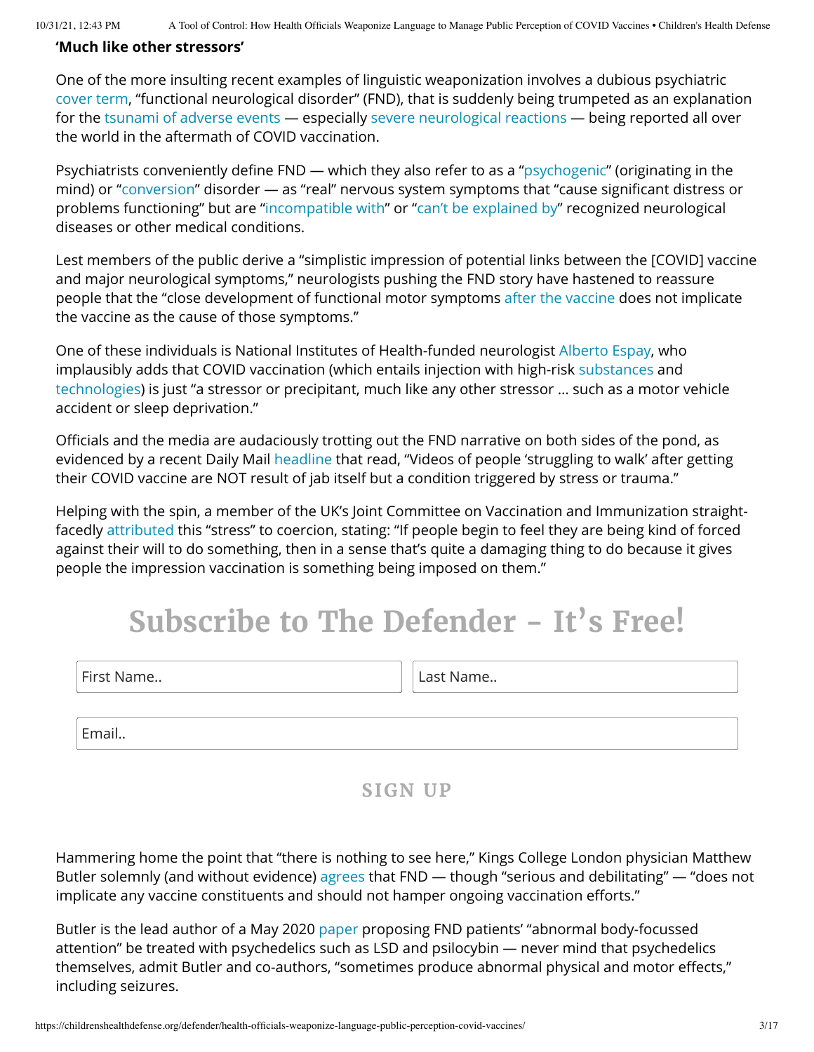**'Much like other stressors'**

One of the more insulting recent examples of linguistic weaponization involves a dubious psychiatric cover term, "functional neurological disorder" (FND), that is suddenly being trumpeted as an explanation for the tsunami of adverse events — especially severe neurological reactions — being reported all over the world in the aftermath of COVID vaccination.

Psychiatrists conveniently define FND — which they also refer to as a "psychogenic" (originating in the mind) or "conversion" disorder — as "real" nervous system symptoms that "cause significant distress or problems functioning" but are "incompatible with" or "can't be explained by" recognized neurological diseases or other medical conditions.

Lest members of the public derive a "simplistic impression of potential links between the [COVID] vaccine and major neurological symptoms," neurologists pushing the FND story have hastened to reassure people that the "close development of functional motor symptoms after the vaccine does not implicate the vaccine as the cause of those symptoms."

One of these individuals is National Institutes of Health-funded neurologist Alberto Espay, who implausibly adds that COVID vaccination (which entails injection with high-risk substances and technologies) is just "a stressor or precipitant, much like any other stressor … such as a motor vehicle accident or sleep deprivation."

Officials and the media are audaciously trotting out the FND narrative on both sides of the pond, as evidenced by a recent Daily Mail headline that read, "Videos of people 'struggling to walk' after getting their COVID vaccine are NOT result of jab itself but a condition triggered by stress or trauma."

Helping with the spin, a member of the UK's Joint Committee on Vaccination and Immunization straight-facedly attributed this "stress" to coercion, stating: "If people begin to feel they are being kind of forced against their will to do something, then in a sense that's quite a damaging thing to do because it gives people the impression vaccination is something being imposed on them."

## Subscribe to The Defender – It's Free!

First Name..

Last Name..

Email..

SIGN UP

Hammering home the point that "there is nothing to see here," Kings College London physician Matthew Butler solemnly (and without evidence) agrees that FND — though "serious and debilitating" — "does not implicate any vaccine constituents and should not hamper ongoing vaccination efforts."

Butler is the lead author of a May 2020 paper proposing FND patients' "abnormal body-focussed attention" be treated with psychedelics such as LSD and psilocybin — never mind that psychedelics themselves, admit Butler and co-authors, "sometimes produce abnormal physical and motor effects," including seizures.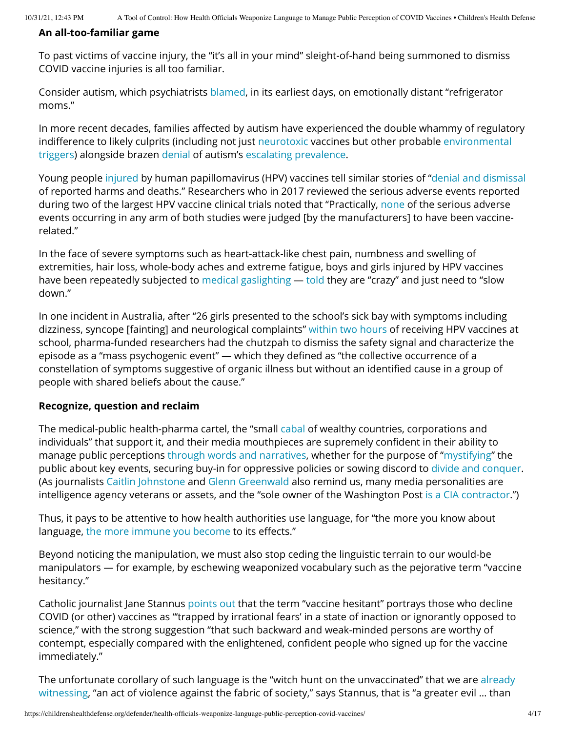**An all-too-familiar game**

To past victims of vaccine injury, the "it's all in your mind" sleight-of-hand being summoned to dismiss COVID vaccine injuries is all too familiar.

Consider autism, which psychiatrists blamed, in its earliest days, on emotionally distant "refrigerator moms."

In more recent decades, families affected by autism have experienced the double whammy of regulatory indifference to likely culprits (including not just neurotoxic vaccines but other probable environmental triggers) alongside brazen denial of autism's escalating prevalence.

Young people injured by human papillomavirus (HPV) vaccines tell similar stories of "denial and dismissal of reported harms and deaths." Researchers who in 2017 reviewed the serious adverse events reported during two of the largest HPV vaccine clinical trials noted that "Practically, none of the serious adverse events occurring in any arm of both studies were judged [by the manufacturers] to have been vaccine-related."

In the face of severe symptoms such as heart-attack-like chest pain, numbness and swelling of extremities, hair loss, whole-body aches and extreme fatigue, boys and girls injured by HPV vaccines have been repeatedly subjected to medical gaslighting — told they are "crazy" and just need to "slow down."

In one incident in Australia, after "26 girls presented to the school's sick bay with symptoms including dizziness, syncope [fainting] and neurological complaints" within two hours of receiving HPV vaccines at school, pharma-funded researchers had the chutzpah to dismiss the safety signal and characterize the episode as a "mass psychogenic event" — which they defined as "the collective occurrence of a constellation of symptoms suggestive of organic illness but without an identified cause in a group of people with shared beliefs about the cause."

**Recognize, question and reclaim**

The medical-public health-pharma cartel, the "small cabal of wealthy countries, corporations and individuals" that support it, and their media mouthpieces are supremely confident in their ability to manage public perceptions through words and narratives, whether for the purpose of "mystifying" the public about key events, securing buy-in for oppressive policies or sowing discord to divide and conquer. (As journalists Caitlin Johnstone and Glenn Greenwald also remind us, many media personalities are intelligence agency veterans or assets, and the "sole owner of the Washington Post is a CIA contractor.")

Thus, it pays to be attentive to how health authorities use language, for "the more you know about language, the more immune you become to its effects."

Beyond noticing the manipulation, we must also stop ceding the linguistic terrain to our would-be manipulators — for example, by eschewing weaponized vocabulary such as the pejorative term "vaccine hesitancy."

Catholic journalist Jane Stannus points out that the term "vaccine hesitant" portrays those who decline COVID (or other) vaccines as "'trapped by irrational fears' in a state of inaction or ignorantly opposed to science," with the strong suggestion "that such backward and weak-minded persons are worthy of contempt, especially compared with the enlightened, confident people who signed up for the vaccine immediately."

The unfortunate corollary of such language is the "witch hunt on the unvaccinated" that we are already witnessing, "an act of violence against the fabric of society," says Stannus, that is "a greater evil … than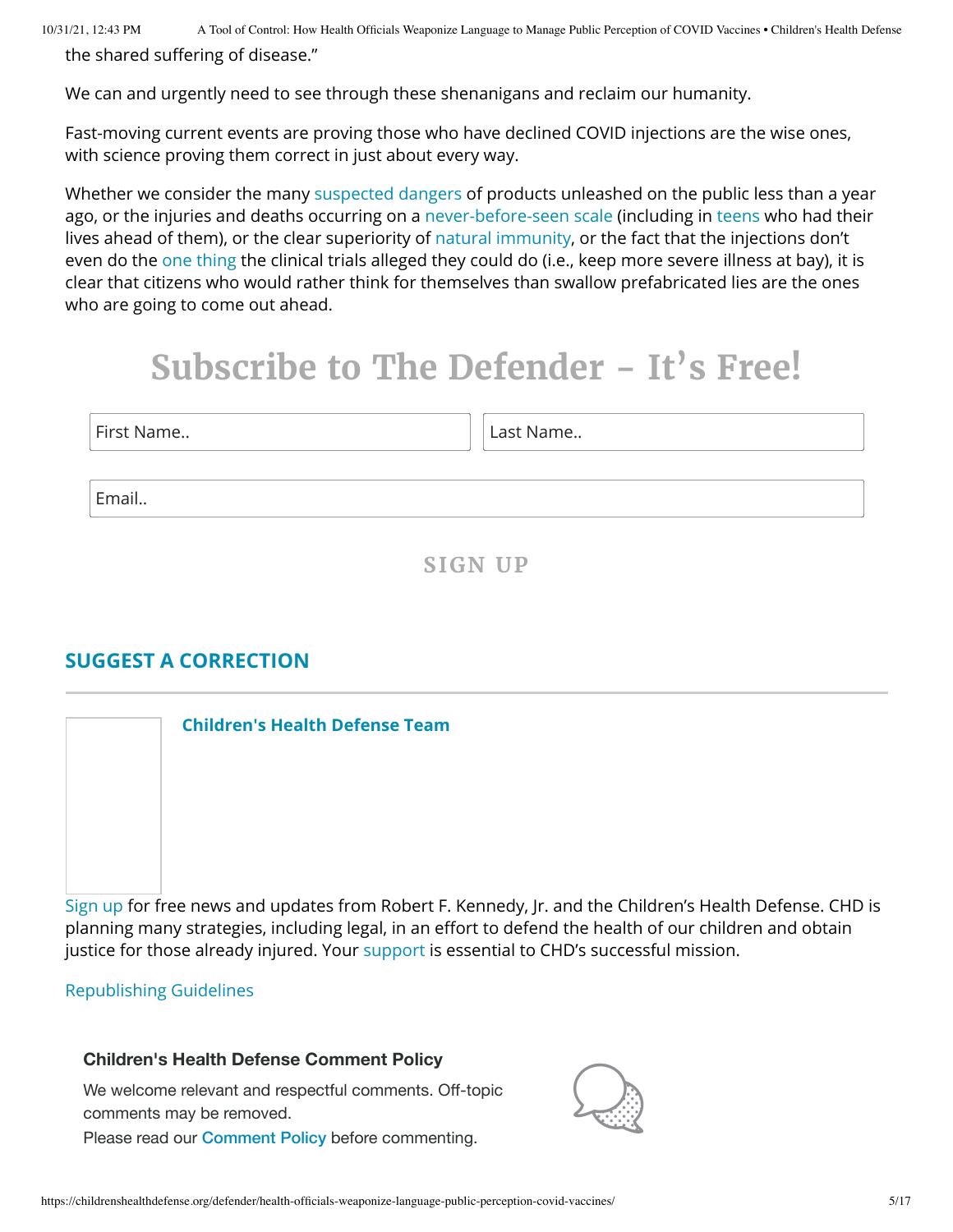the shared suffering of disease."

We can and urgently need to see through these shenanigans and reclaim our humanity.

Fast-moving current events are proving those who have declined COVID injections are the wise ones, with science proving them correct in just about every way.

Whether we consider the many suspected dangers of products unleashed on the public less than a year ago, or the injuries and deaths occurring on a never-before-seen scale (including in teens who had their lives ahead of them), or the clear superiority of natural immunity, or the fact that the injections don't even do the one thing the clinical trials alleged they could do (i.e., keep more severe illness at bay), it is clear that citizens who would rather think for themselves than swallow prefabricated lies are the ones who are going to come out ahead.

## Subscribe to The Defender – It's Free!

First Name..

Last Name..

Email..

SIGN UP

### SUGGEST A CORRECTION

**Children's Health Defense Team**

Sign up for free news and updates from Robert F. Kennedy, Jr. and the Children's Health Defense. CHD is planning many strategies, including legal, in an effort to defend the health of our children and obtain justice for those already injured. Your support is essential to CHD's successful mission.

Republishing Guidelines

**Children's Health Defense Comment Policy**

We welcome relevant and respectful comments. Off-topic comments may be removed.
Please read our **Comment Policy** before commenting.